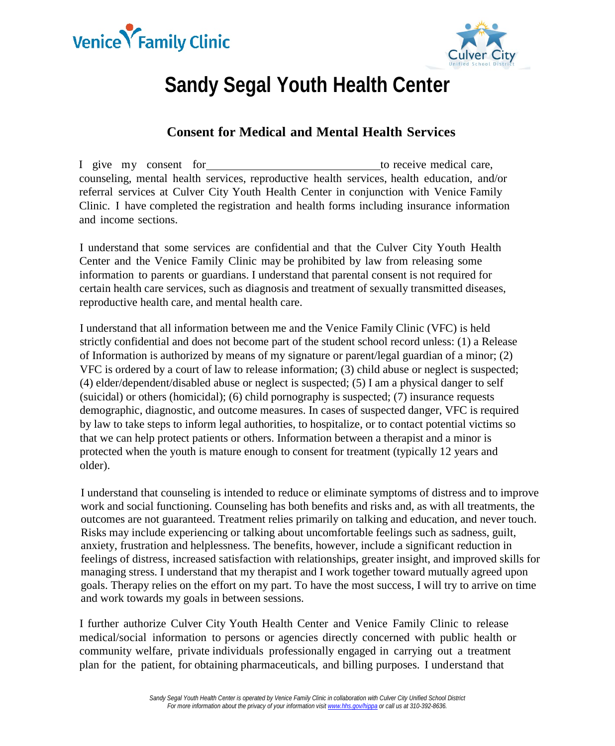Venice Family Clinic

Culver City Unified School District

# Sandy Segal Youth Health Center

## Consent for Medical and Mental Health Services

I give my consent for_______________________________to receive medical care, counseling, mental health services, reproductive health services, health education, and/or referral services at Culver City Youth Health Center in conjunction with Venice Family Clinic. I have completed the registration and health forms including insurance information and income sections.

I understand that some services are confidential and that the Culver City Youth Health Center and the Venice Family Clinic may be prohibited by law from releasing some information to parents or guardians. I understand that parental consent is not required for certain health care services, such as diagnosis and treatment of sexually transmitted diseases, reproductive health care, and mental health care.

I understand that all information between me and the Venice Family Clinic (VFC) is held strictly confidential and does not become part of the student school record unless: (1) a Release of Information is authorized by means of my signature or parent/legal guardian of a minor; (2) VFC is ordered by a court of law to release information; (3) child abuse or neglect is suspected; (4) elder/dependent/disabled abuse or neglect is suspected; (5) I am a physical danger to self (suicidal) or others (homicidal); (6) child pornography is suspected; (7) insurance requests demographic, diagnostic, and outcome measures. In cases of suspected danger, VFC is required by law to take steps to inform legal authorities, to hospitalize, or to contact potential victims so that we can help protect patients or others. Information between a therapist and a minor is protected when the youth is mature enough to consent for treatment (typically 12 years and older).

I understand that counseling is intended to reduce or eliminate symptoms of distress and to improve work and social functioning. Counseling has both benefits and risks and, as with all treatments, the outcomes are not guaranteed. Treatment relies primarily on talking and education, and never touch. Risks may include experiencing or talking about uncomfortable feelings such as sadness, guilt, anxiety, frustration and helplessness. The benefits, however, include a significant reduction in feelings of distress, increased satisfaction with relationships, greater insight, and improved skills for managing stress. I understand that my therapist and I work together toward mutually agreed upon goals. Therapy relies on the effort on my part. To have the most success, I will try to arrive on time and work towards my goals in between sessions.

I further authorize Culver City Youth Health Center and Venice Family Clinic to release medical/social information to persons or agencies directly concerned with public health or community welfare, private individuals professionally engaged in carrying out a treatment plan for the patient, for obtaining pharmaceuticals, and billing purposes. I understand that

*Sandy Segal Youth Health Center is operated by Venice Family Clinic in collaboration with Culver City Unified School District*
*For more information about the privacy of your information visit www.hhs.gov/hippa or call us at 310-392-8636.*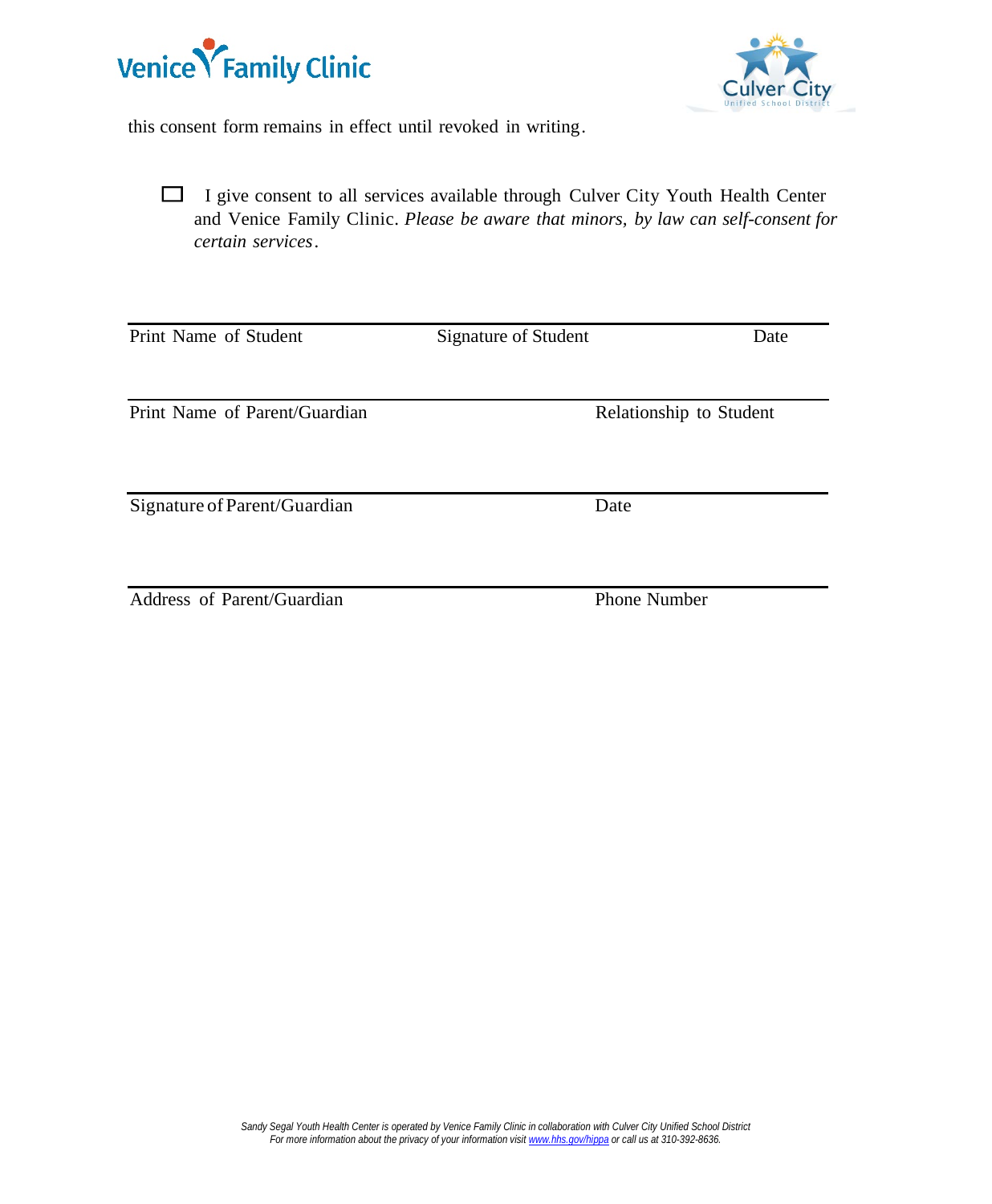this consent form remains in effect until revoked in writing.

☐ I give consent to all services available through Culver City Youth Health Center and Venice Family Clinic. *Please be aware that minors, by law can self-consent for certain services*.

| Print Name of Student | Signature of Student | Date |
|---|---|---|

| Print Name of Parent/Guardian | Relationship to Student |
|---|---|

| Signature of Parent/Guardian | Date |
|---|---|

| Address of Parent/Guardian | Phone Number |
|---|---|

*Sandy Segal Youth Health Center is operated by Venice Family Clinic in collaboration with Culver City Unified School District*
*For more information about the privacy of your information visit www.hhs.gov/hippa or call us at 310-392-8636.*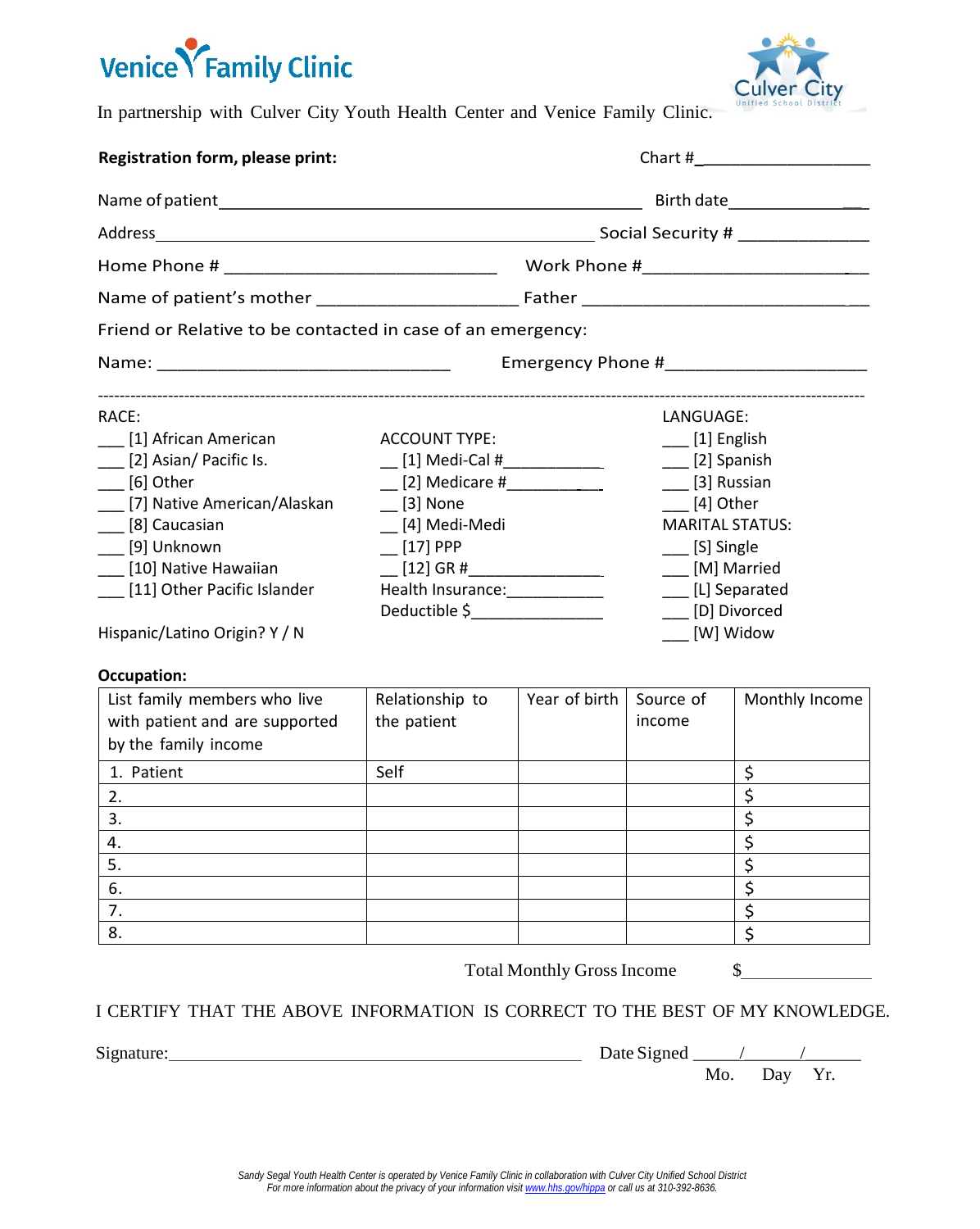Venice Family Clinic

Culver City Unified School District

In partnership with Culver City Youth Health Center and Venice Family Clinic.

**Registration form, please print:** Chart #___________________

Name of patient_______________________________________________ Birth date_______________

Address_________________________________________________ Social Security # _____________

Home Phone # ___________________________ Work Phone #_______________________

Name of patient's mother ____________________ Father ___________________________

Friend or Relative to be contacted in case of an emergency:

Name: ______________________________ Emergency Phone #____________________

---

RACE:
- ___ [1] African American
- ___ [2] Asian/ Pacific Is.
- ___ [6] Other
- ___ [7] Native American/Alaskan
- ___ [8] Caucasian
- ___ [9] Unknown
- ___ [10] Native Hawaiian
- ___ [11] Other Pacific Islander

Hispanic/Latino Origin? Y / N

ACCOUNT TYPE:
- __ [1] Medi-Cal #___________
- __ [2] Medicare #___________
- __ [3] None
- __ [4] Medi-Medi
- __ [17] PPP
- __ [12] GR #_______________

Health Insurance:___________

Deductible $_______________

LANGUAGE:
- ___ [1] English
- ___ [2] Spanish
- ___ [3] Russian
- ___ [4] Other

MARITAL STATUS:
- ___ [S] Single
- ___ [M] Married
- ___ [L] Separated
- ___ [D] Divorced
- ___ [W] Widow

**Occupation:**

| List family members who live with patient and are supported by the family income | Relationship to the patient | Year of birth | Source of income | Monthly Income |
|---|---|---|---|---|
| 1. Patient | Self | | | $ |
| 2. | | | | $ |
| 3. | | | | $ |
| 4. | | | | $ |
| 5. | | | | $ |
| 6. | | | | $ |
| 7. | | | | $ |
| 8. | | | | $ |

Total Monthly Gross Income $_______________

I CERTIFY THAT THE ABOVE INFORMATION IS CORRECT TO THE BEST OF MY KNOWLEDGE.

Signature:_______________________________________________ Date Signed _____/______/______
Mo. Day Yr.

*Sandy Segal Youth Health Center is operated by Venice Family Clinic in collaboration with Culver City Unified School District*
*For more information about the privacy of your information visit www.hhs.gov/hippa or call us at 310-392-8636.*